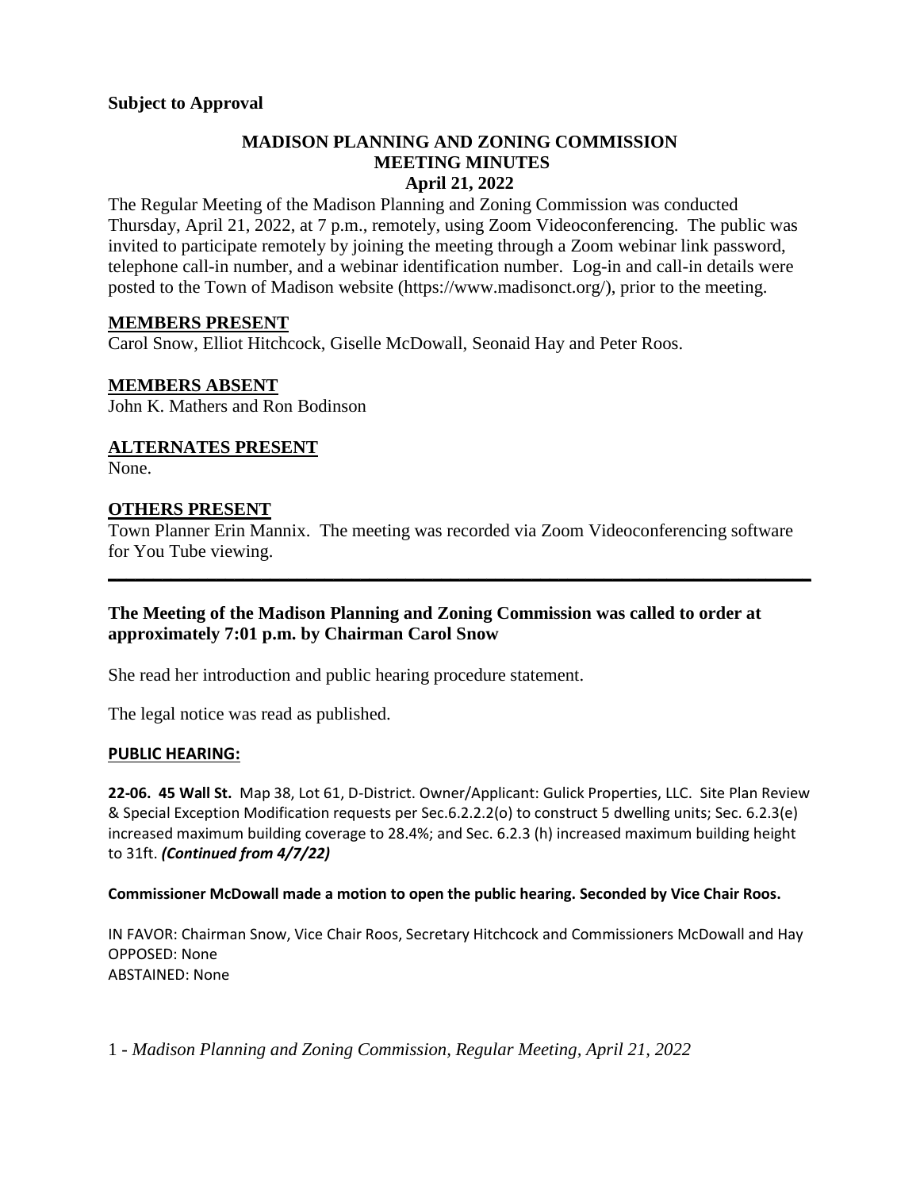**Subject to Approval**

# MADISON PLANNING AND ZONING COMMISSION
## MEETING MINUTES
### April 21, 2022

The Regular Meeting of the Madison Planning and Zoning Commission was conducted Thursday, April 21, 2022, at 7 p.m., remotely, using Zoom Videoconferencing. The public was invited to participate remotely by joining the meeting through a Zoom webinar link password, telephone call-in number, and a webinar identification number. Log-in and call-in details were posted to the Town of Madison website (https://www.madisonct.org/), prior to the meeting.

## MEMBERS PRESENT

Carol Snow, Elliot Hitchcock, Giselle McDowall, Seonaid Hay and Peter Roos.

## MEMBERS ABSENT

John K. Mathers and Ron Bodinson

## ALTERNATES PRESENT

None.

## OTHERS PRESENT

Town Planner Erin Mannix. The meeting was recorded via Zoom Videoconferencing software for You Tube viewing.

---

**The Meeting of the Madison Planning and Zoning Commission was called to order at approximately 7:01 p.m. by Chairman Carol Snow**

She read her introduction and public hearing procedure statement.

The legal notice was read as published.

**PUBLIC HEARING:**

**22-06. 45 Wall St.** Map 38, Lot 61, D-District. Owner/Applicant: Gulick Properties, LLC. Site Plan Review & Special Exception Modification requests per Sec.6.2.2.2(o) to construct 5 dwelling units; Sec. 6.2.3(e) increased maximum building coverage to 28.4%; and Sec. 6.2.3 (h) increased maximum building height to 31ft. ***(Continued from 4/7/22)***

**Commissioner McDowall made a motion to open the public hearing. Seconded by Vice Chair Roos.**

IN FAVOR: Chairman Snow, Vice Chair Roos, Secretary Hitchcock and Commissioners McDowall and Hay
OPPOSED: None
ABSTAINED: None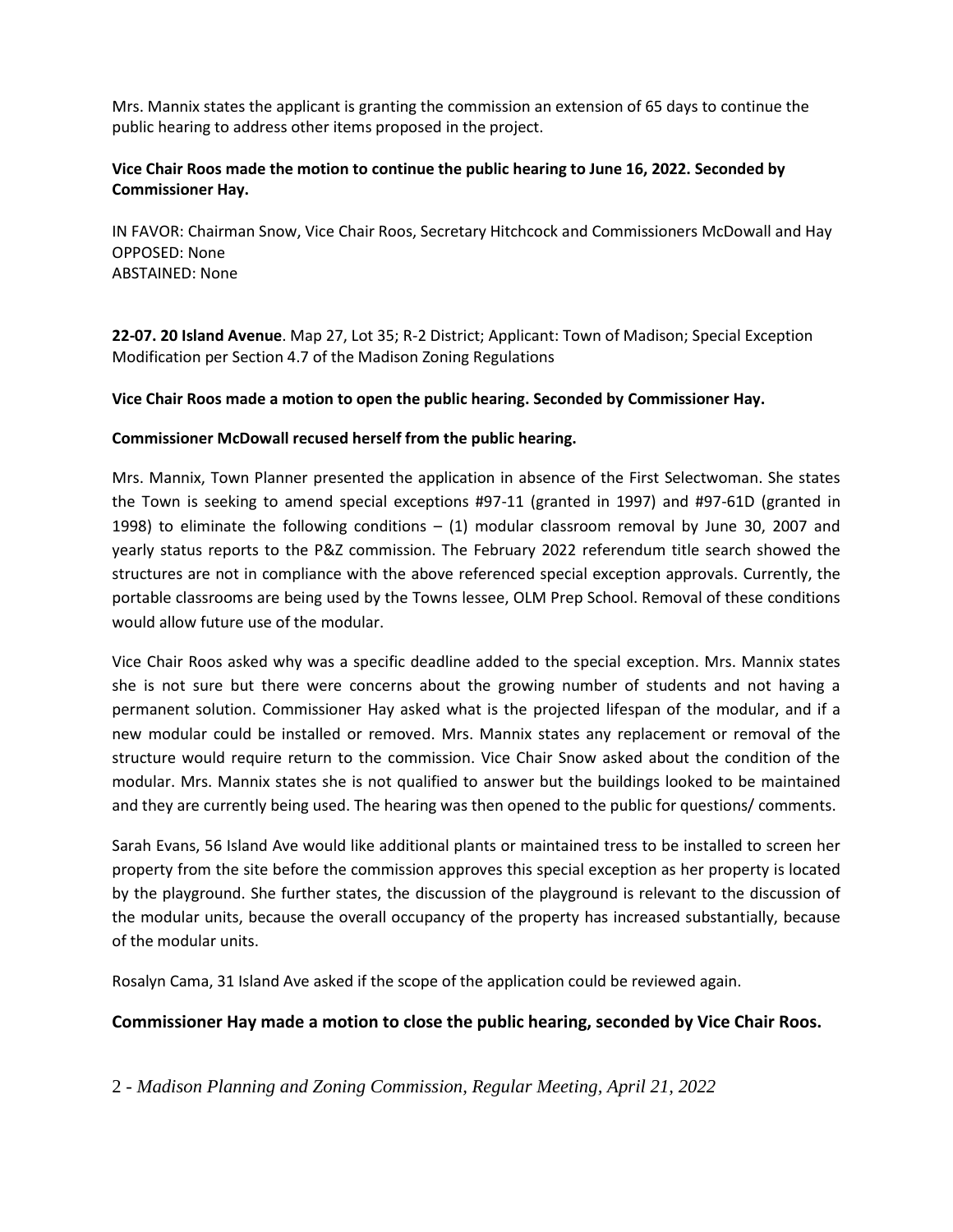Mrs. Mannix states the applicant is granting the commission an extension of 65 days to continue the public hearing to address other items proposed in the project.

**Vice Chair Roos made the motion to continue the public hearing to June 16, 2022. Seconded by Commissioner Hay.**

IN FAVOR: Chairman Snow, Vice Chair Roos, Secretary Hitchcock and Commissioners McDowall and Hay
OPPOSED: None
ABSTAINED: None

**22-07. 20 Island Avenue**. Map 27, Lot 35; R-2 District; Applicant: Town of Madison; Special Exception Modification per Section 4.7 of the Madison Zoning Regulations

**Vice Chair Roos made a motion to open the public hearing. Seconded by Commissioner Hay.**

**Commissioner McDowall recused herself from the public hearing.**

Mrs. Mannix, Town Planner presented the application in absence of the First Selectwoman. She states the Town is seeking to amend special exceptions #97-11 (granted in 1997) and #97-61D (granted in 1998) to eliminate the following conditions – (1) modular classroom removal by June 30, 2007 and yearly status reports to the P&Z commission. The February 2022 referendum title search showed the structures are not in compliance with the above referenced special exception approvals. Currently, the portable classrooms are being used by the Towns lessee, OLM Prep School. Removal of these conditions would allow future use of the modular.

Vice Chair Roos asked why was a specific deadline added to the special exception. Mrs. Mannix states she is not sure but there were concerns about the growing number of students and not having a permanent solution. Commissioner Hay asked what is the projected lifespan of the modular, and if a new modular could be installed or removed. Mrs. Mannix states any replacement or removal of the structure would require return to the commission. Vice Chair Snow asked about the condition of the modular. Mrs. Mannix states she is not qualified to answer but the buildings looked to be maintained and they are currently being used. The hearing was then opened to the public for questions/ comments.

Sarah Evans, 56 Island Ave would like additional plants or maintained tress to be installed to screen her property from the site before the commission approves this special exception as her property is located by the playground. She further states, the discussion of the playground is relevant to the discussion of the modular units, because the overall occupancy of the property has increased substantially, because of the modular units.

Rosalyn Cama, 31 Island Ave asked if the scope of the application could be reviewed again.

**Commissioner Hay made a motion to close the public hearing, seconded by Vice Chair Roos.**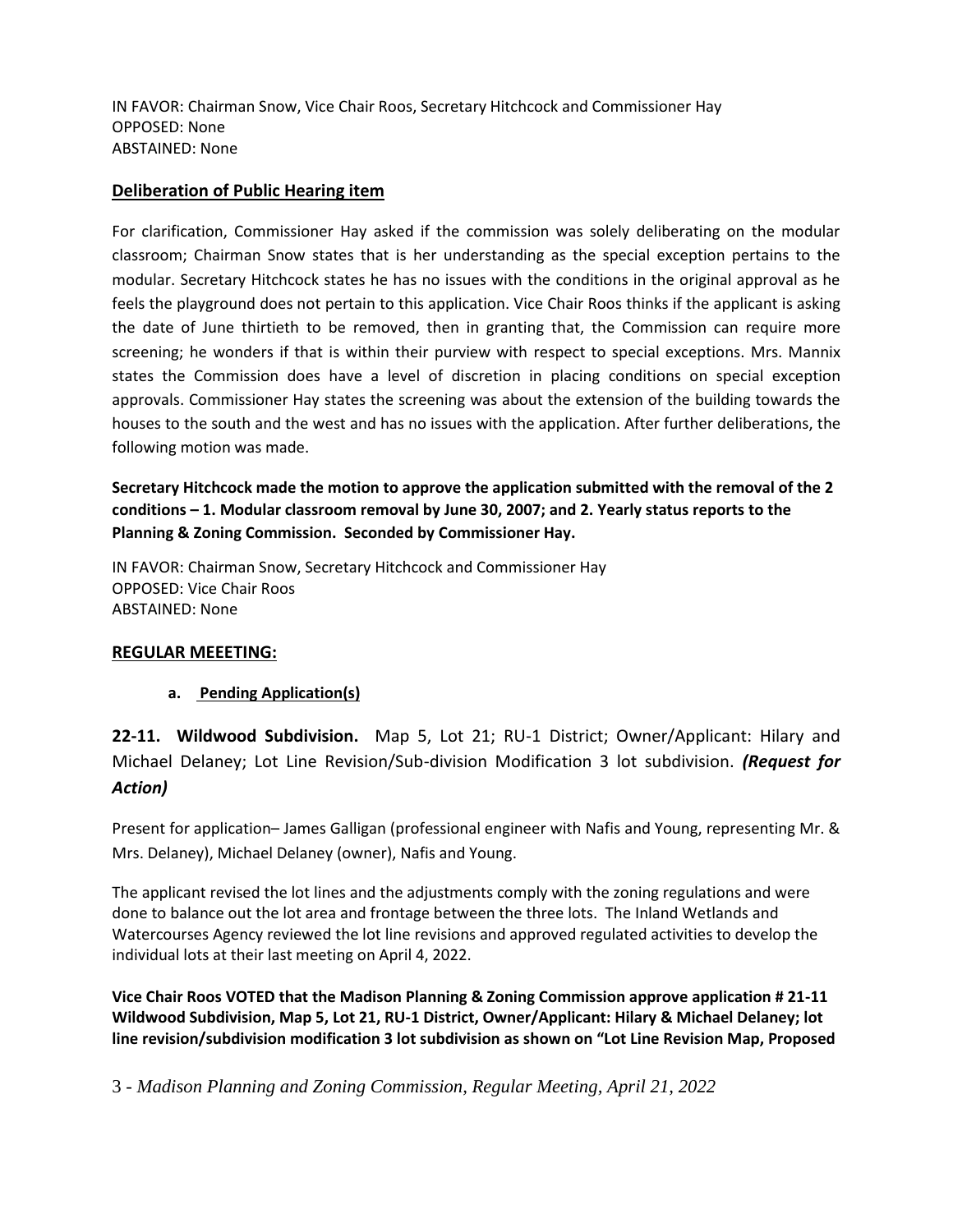IN FAVOR: Chairman Snow, Vice Chair Roos, Secretary Hitchcock and Commissioner Hay
OPPOSED: None
ABSTAINED: None

## Deliberation of Public Hearing item

For clarification, Commissioner Hay asked if the commission was solely deliberating on the modular classroom; Chairman Snow states that is her understanding as the special exception pertains to the modular. Secretary Hitchcock states he has no issues with the conditions in the original approval as he feels the playground does not pertain to this application. Vice Chair Roos thinks if the applicant is asking the date of June thirtieth to be removed, then in granting that, the Commission can require more screening; he wonders if that is within their purview with respect to special exceptions. Mrs. Mannix states the Commission does have a level of discretion in placing conditions on special exception approvals. Commissioner Hay states the screening was about the extension of the building towards the houses to the south and the west and has no issues with the application. After further deliberations, the following motion was made.

**Secretary Hitchcock made the motion to approve the application submitted with the removal of the 2 conditions – 1. Modular classroom removal by June 30, 2007; and 2. Yearly status reports to the Planning & Zoning Commission. Seconded by Commissioner Hay.**

IN FAVOR: Chairman Snow, Secretary Hitchcock and Commissioner Hay
OPPOSED: Vice Chair Roos
ABSTAINED: None

## REGULAR MEEETING:

### a. Pending Application(s)

**22-11. Wildwood Subdivision.** Map 5, Lot 21; RU-1 District; Owner/Applicant: Hilary and Michael Delaney; Lot Line Revision/Sub-division Modification 3 lot subdivision. ***(Request for Action)***

Present for application– James Galligan (professional engineer with Nafis and Young, representing Mr. & Mrs. Delaney), Michael Delaney (owner), Nafis and Young.

The applicant revised the lot lines and the adjustments comply with the zoning regulations and were done to balance out the lot area and frontage between the three lots. The Inland Wetlands and Watercourses Agency reviewed the lot line revisions and approved regulated activities to develop the individual lots at their last meeting on April 4, 2022.

**Vice Chair Roos VOTED that the Madison Planning & Zoning Commission approve application # 21-11 Wildwood Subdivision, Map 5, Lot 21, RU-1 District, Owner/Applicant: Hilary & Michael Delaney; lot line revision/subdivision modification 3 lot subdivision as shown on "Lot Line Revision Map, Proposed**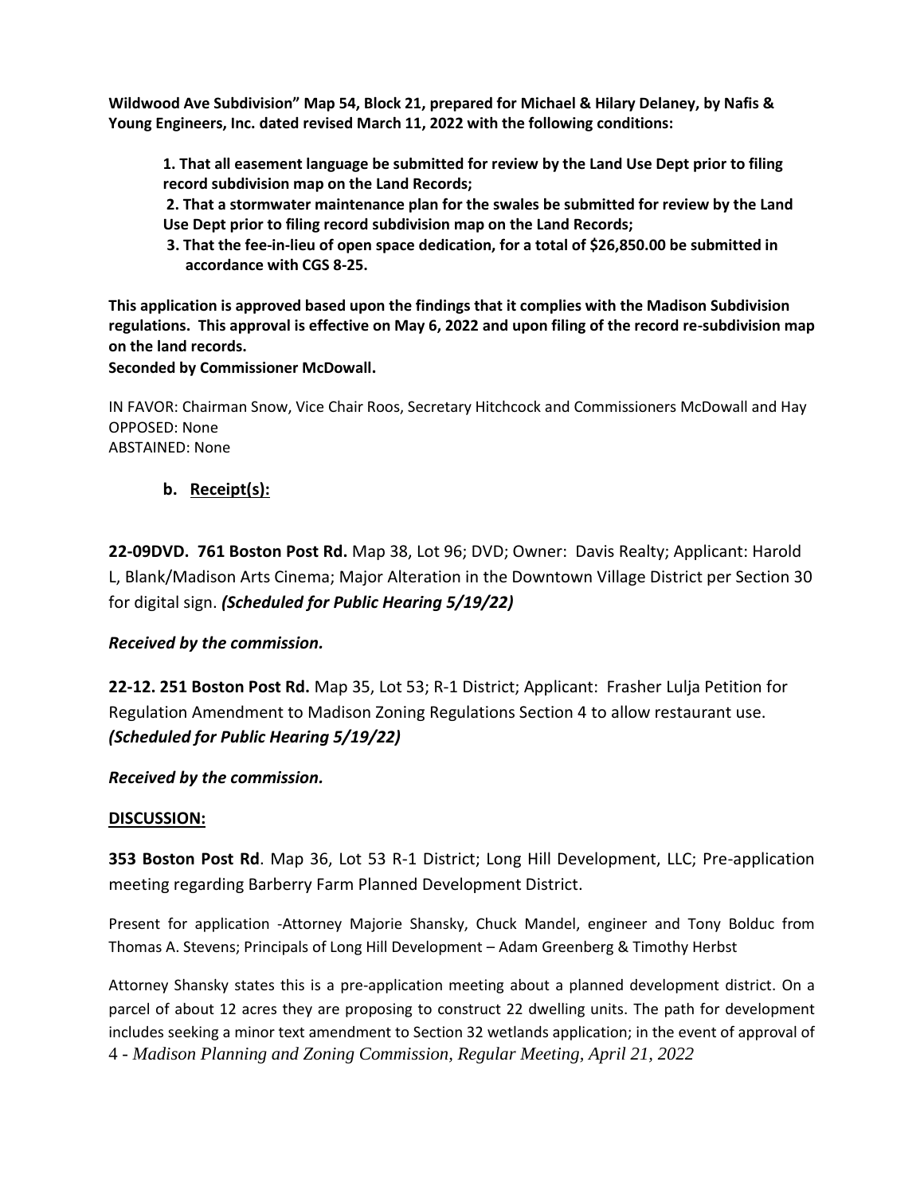**Wildwood Ave Subdivision" Map 54, Block 21, prepared for Michael & Hilary Delaney, by Nafis & Young Engineers, Inc. dated revised March 11, 2022 with the following conditions:**

> **1. That all easement language be submitted for review by the Land Use Dept prior to filing record subdivision map on the Land Records;**
>
> **2. That a stormwater maintenance plan for the swales be submitted for review by the Land Use Dept prior to filing record subdivision map on the Land Records;**
>
> **3. That the fee-in-lieu of open space dedication, for a total of $26,850.00 be submitted in accordance with CGS 8-25.**

**This application is approved based upon the findings that it complies with the Madison Subdivision regulations. This approval is effective on May 6, 2022 and upon filing of the record re-subdivision map on the land records.**

**Seconded by Commissioner McDowall.**

IN FAVOR: Chairman Snow, Vice Chair Roos, Secretary Hitchcock and Commissioners McDowall and Hay
OPPOSED: None
ABSTAINED: None

### b. Receipt(s):

**22-09DVD. 761 Boston Post Rd.** Map 38, Lot 96; DVD; Owner: Davis Realty; Applicant: Harold L, Blank/Madison Arts Cinema; Major Alteration in the Downtown Village District per Section 30 for digital sign. ***(Scheduled for Public Hearing 5/19/22)***

***Received by the commission.***

**22-12. 251 Boston Post Rd.** Map 35, Lot 53; R-1 District; Applicant: Frasher Lulja Petition for Regulation Amendment to Madison Zoning Regulations Section 4 to allow restaurant use. ***(Scheduled for Public Hearing 5/19/22)***

***Received by the commission.***

## DISCUSSION:

**353 Boston Post Rd**. Map 36, Lot 53 R-1 District; Long Hill Development, LLC; Pre-application meeting regarding Barberry Farm Planned Development District.

Present for application -Attorney Majorie Shansky, Chuck Mandel, engineer and Tony Bolduc from Thomas A. Stevens; Principals of Long Hill Development – Adam Greenberg & Timothy Herbst

Attorney Shansky states this is a pre-application meeting about a planned development district. On a parcel of about 12 acres they are proposing to construct 22 dwelling units. The path for development includes seeking a minor text amendment to Section 32 wetlands application; in the event of approval of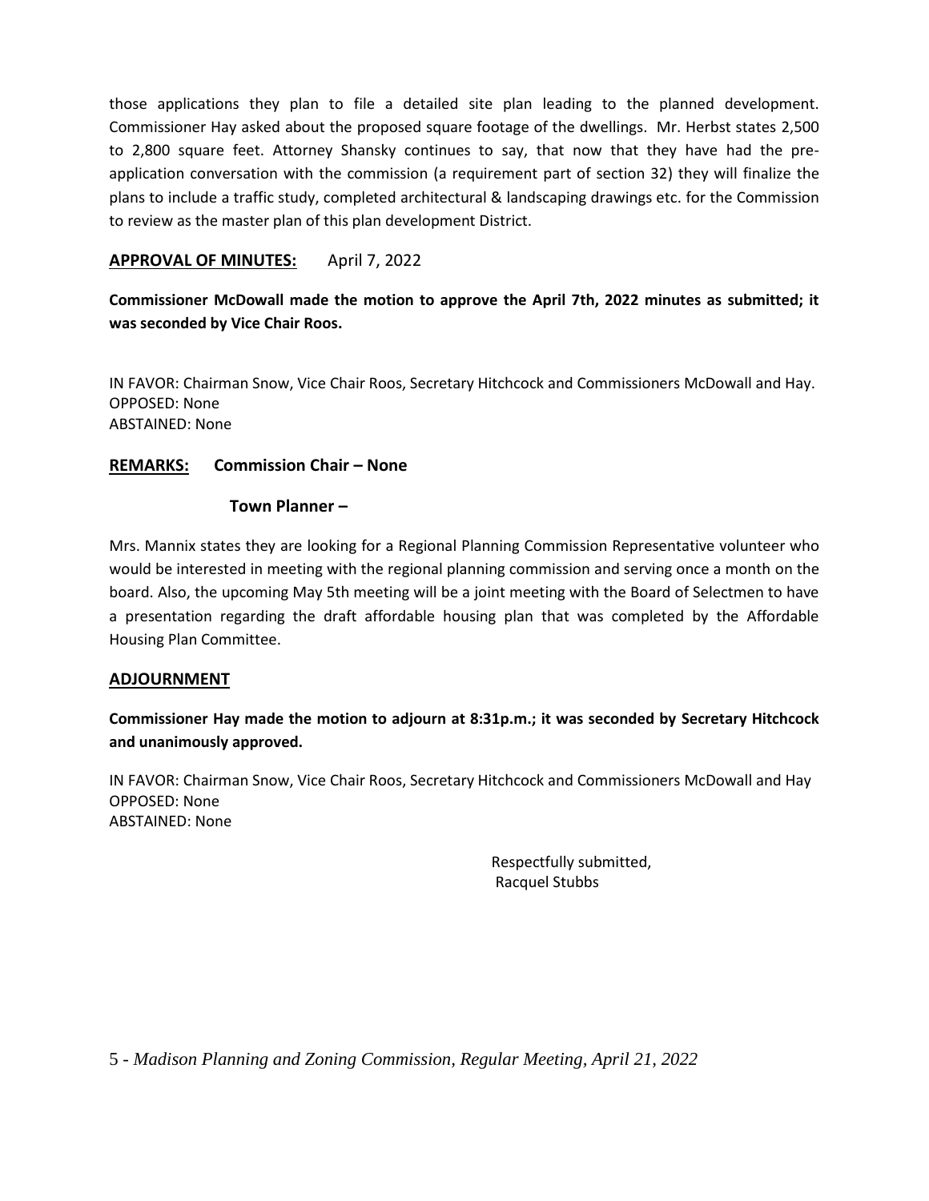those applications they plan to file a detailed site plan leading to the planned development. Commissioner Hay asked about the proposed square footage of the dwellings. Mr. Herbst states 2,500 to 2,800 square feet. Attorney Shansky continues to say, that now that they have had the pre-application conversation with the commission (a requirement part of section 32) they will finalize the plans to include a traffic study, completed architectural & landscaping drawings etc. for the Commission to review as the master plan of this plan development District.

**APPROVAL OF MINUTES:** April 7, 2022

**Commissioner McDowall made the motion to approve the April 7th, 2022 minutes as submitted; it was seconded by Vice Chair Roos.**

IN FAVOR: Chairman Snow, Vice Chair Roos, Secretary Hitchcock and Commissioners McDowall and Hay.
OPPOSED: None
ABSTAINED: None

**REMARKS: Commission Chair – None**

**Town Planner –**

Mrs. Mannix states they are looking for a Regional Planning Commission Representative volunteer who would be interested in meeting with the regional planning commission and serving once a month on the board. Also, the upcoming May 5th meeting will be a joint meeting with the Board of Selectmen to have a presentation regarding the draft affordable housing plan that was completed by the Affordable Housing Plan Committee.

**ADJOURNMENT**

**Commissioner Hay made the motion to adjourn at 8:31p.m.; it was seconded by Secretary Hitchcock and unanimously approved.**

IN FAVOR: Chairman Snow, Vice Chair Roos, Secretary Hitchcock and Commissioners McDowall and Hay
OPPOSED: None
ABSTAINED: None

Respectfully submitted,
Racquel Stubbs